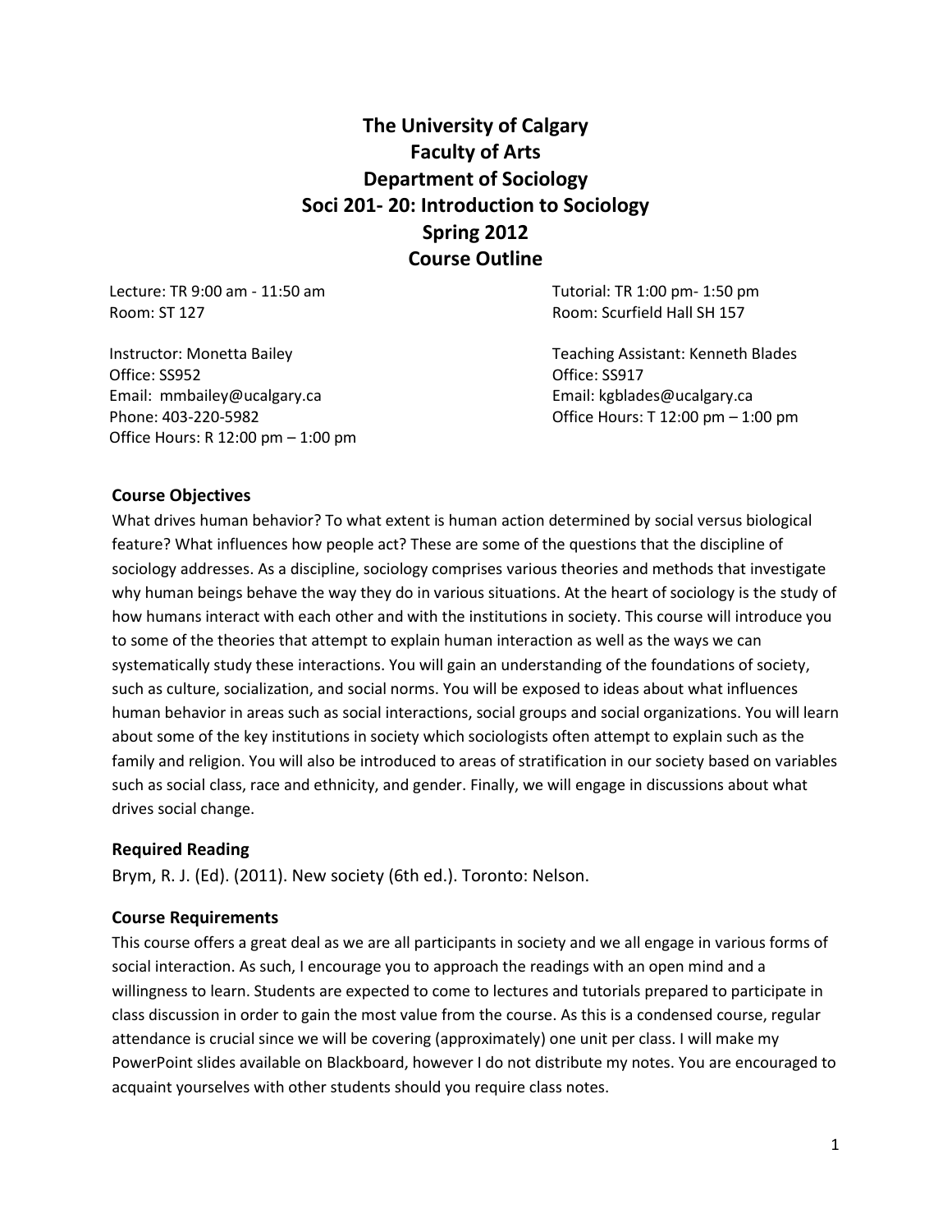# The University of Calgary
# Faculty of Arts
# Department of Sociology
# Soci 201- 20: Introduction to Sociology
# Spring 2012
# Course Outline

Lecture: TR 9:00 am - 11:50 am
Room: ST 127

Tutorial: TR 1:00 pm- 1:50 pm
Room: Scurfield Hall SH 157

Instructor: Monetta Bailey
Office: SS952
Email: mmbailey@ucalgary.ca
Phone: 403-220-5982
Office Hours: R 12:00 pm – 1:00 pm

Teaching Assistant: Kenneth Blades
Office: SS917
Email: kgblades@ucalgary.ca
Office Hours: T 12:00 pm – 1:00 pm

### Course Objectives

What drives human behavior? To what extent is human action determined by social versus biological feature? What influences how people act? These are some of the questions that the discipline of sociology addresses. As a discipline, sociology comprises various theories and methods that investigate why human beings behave the way they do in various situations. At the heart of sociology is the study of how humans interact with each other and with the institutions in society. This course will introduce you to some of the theories that attempt to explain human interaction as well as the ways we can systematically study these interactions. You will gain an understanding of the foundations of society, such as culture, socialization, and social norms. You will be exposed to ideas about what influences human behavior in areas such as social interactions, social groups and social organizations. You will learn about some of the key institutions in society which sociologists often attempt to explain such as the family and religion. You will also be introduced to areas of stratification in our society based on variables such as social class, race and ethnicity, and gender. Finally, we will engage in discussions about what drives social change.

### Required Reading

Brym, R. J. (Ed). (2011). New society (6th ed.). Toronto: Nelson.

### Course Requirements

This course offers a great deal as we are all participants in society and we all engage in various forms of social interaction. As such, I encourage you to approach the readings with an open mind and a willingness to learn. Students are expected to come to lectures and tutorials prepared to participate in class discussion in order to gain the most value from the course. As this is a condensed course, regular attendance is crucial since we will be covering (approximately) one unit per class. I will make my PowerPoint slides available on Blackboard, however I do not distribute my notes. You are encouraged to acquaint yourselves with other students should you require class notes.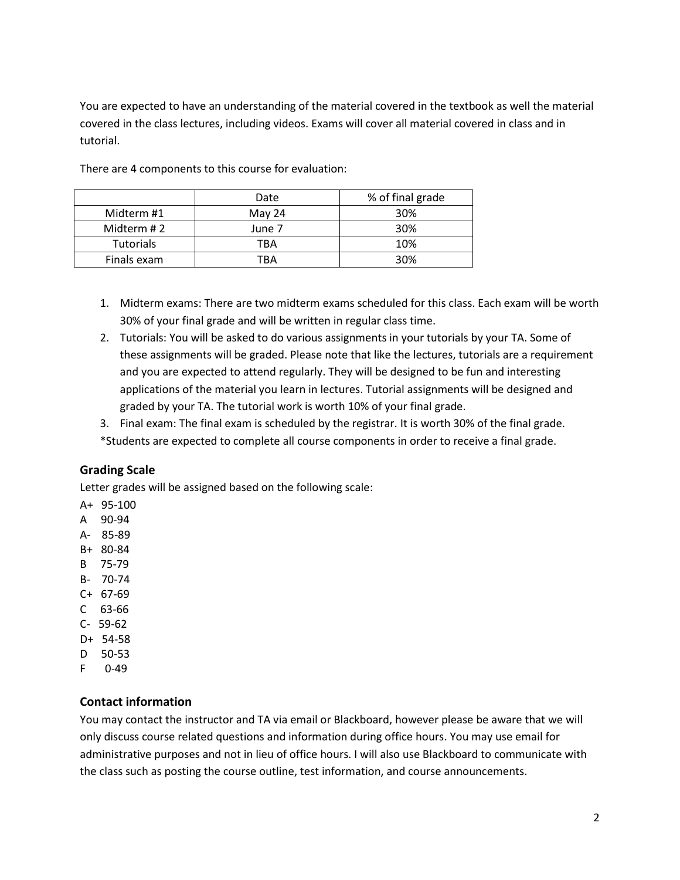You are expected to have an understanding of the material covered in the textbook as well the material covered in the class lectures, including videos. Exams will cover all material covered in class and in tutorial.

There are 4 components to this course for evaluation:

| | Date | % of final grade |
|---|---|---|
| Midterm #1 | May 24 | 30% |
| Midterm # 2 | June 7 | 30% |
| Tutorials | TBA | 10% |
| Finals exam | TBA | 30% |

1. Midterm exams: There are two midterm exams scheduled for this class. Each exam will be worth 30% of your final grade and will be written in regular class time.
2. Tutorials: You will be asked to do various assignments in your tutorials by your TA. Some of these assignments will be graded. Please note that like the lectures, tutorials are a requirement and you are expected to attend regularly. They will be designed to be fun and interesting applications of the material you learn in lectures. Tutorial assignments will be designed and graded by your TA. The tutorial work is worth 10% of your final grade.
3. Final exam: The final exam is scheduled by the registrar. It is worth 30% of the final grade.

*Students are expected to complete all course components in order to receive a final grade.

### Grading Scale

Letter grades will be assigned based on the following scale:

A+ 95-100
A 90-94
A- 85-89
B+ 80-84
B 75-79
B- 70-74
C+ 67-69
C 63-66
C- 59-62
D+ 54-58
D 50-53
F 0-49

### Contact information

You may contact the instructor and TA via email or Blackboard, however please be aware that we will only discuss course related questions and information during office hours. You may use email for administrative purposes and not in lieu of office hours. I will also use Blackboard to communicate with the class such as posting the course outline, test information, and course announcements.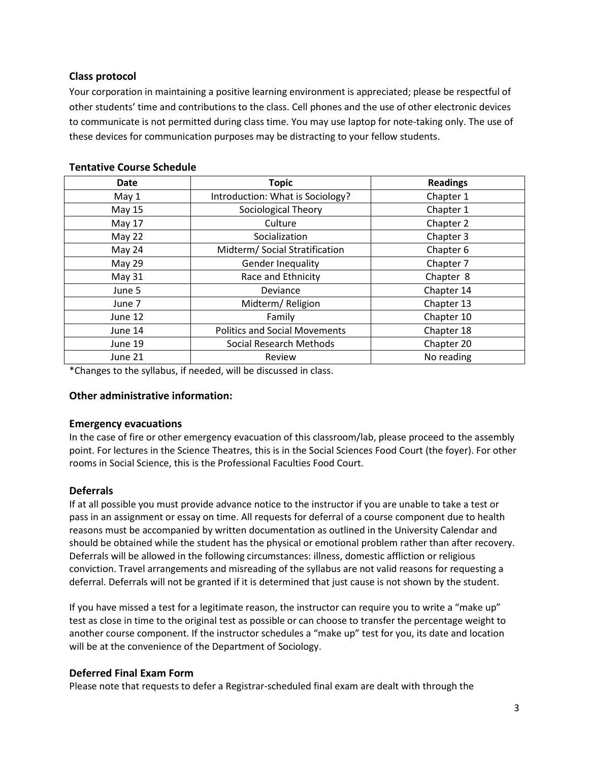### Class protocol

Your corporation in maintaining a positive learning environment is appreciated; please be respectful of other students' time and contributions to the class. Cell phones and the use of other electronic devices to communicate is not permitted during class time. You may use laptop for note-taking only. The use of these devices for communication purposes may be distracting to your fellow students.

### Tentative Course Schedule

| Date | Topic | Readings |
|---|---|---|
| May 1 | Introduction: What is Sociology? | Chapter 1 |
| May 15 | Sociological Theory | Chapter 1 |
| May 17 | Culture | Chapter 2 |
| May 22 | Socialization | Chapter 3 |
| May 24 | Midterm/ Social Stratification | Chapter 6 |
| May 29 | Gender Inequality | Chapter 7 |
| May 31 | Race and Ethnicity | Chapter 8 |
| June 5 | Deviance | Chapter 14 |
| June 7 | Midterm/ Religion | Chapter 13 |
| June 12 | Family | Chapter 10 |
| June 14 | Politics and Social Movements | Chapter 18 |
| June 19 | Social Research Methods | Chapter 20 |
| June 21 | Review | No reading |

*Changes to the syllabus, if needed, will be discussed in class.

### Other administrative information:

### Emergency evacuations

In the case of fire or other emergency evacuation of this classroom/lab, please proceed to the assembly point. For lectures in the Science Theatres, this is in the Social Sciences Food Court (the foyer). For other rooms in Social Science, this is the Professional Faculties Food Court.

### Deferrals

If at all possible you must provide advance notice to the instructor if you are unable to take a test or pass in an assignment or essay on time. All requests for deferral of a course component due to health reasons must be accompanied by written documentation as outlined in the University Calendar and should be obtained while the student has the physical or emotional problem rather than after recovery. Deferrals will be allowed in the following circumstances: illness, domestic affliction or religious conviction. Travel arrangements and misreading of the syllabus are not valid reasons for requesting a deferral. Deferrals will not be granted if it is determined that just cause is not shown by the student.

If you have missed a test for a legitimate reason, the instructor can require you to write a "make up" test as close in time to the original test as possible or can choose to transfer the percentage weight to another course component. If the instructor schedules a "make up" test for you, its date and location will be at the convenience of the Department of Sociology.

### Deferred Final Exam Form

Please note that requests to defer a Registrar-scheduled final exam are dealt with through the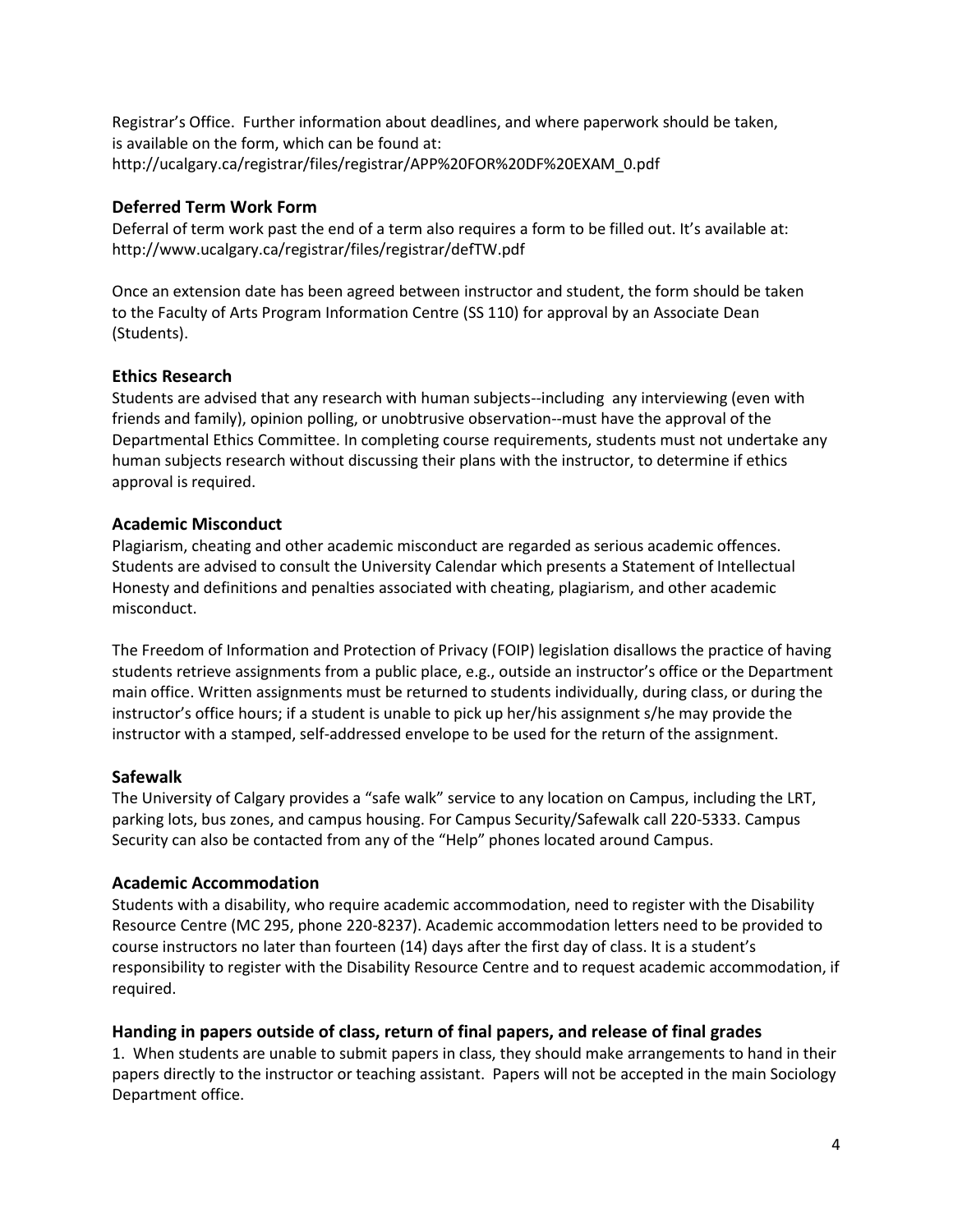Registrar's Office. Further information about deadlines, and where paperwork should be taken, is available on the form, which can be found at: http://ucalgary.ca/registrar/files/registrar/APP%20FOR%20DF%20EXAM_0.pdf

### Deferred Term Work Form

Deferral of term work past the end of a term also requires a form to be filled out. It's available at: http://www.ucalgary.ca/registrar/files/registrar/defTW.pdf

Once an extension date has been agreed between instructor and student, the form should be taken to the Faculty of Arts Program Information Centre (SS 110) for approval by an Associate Dean (Students).

### Ethics Research

Students are advised that any research with human subjects--including any interviewing (even with friends and family), opinion polling, or unobtrusive observation--must have the approval of the Departmental Ethics Committee. In completing course requirements, students must not undertake any human subjects research without discussing their plans with the instructor, to determine if ethics approval is required.

### Academic Misconduct

Plagiarism, cheating and other academic misconduct are regarded as serious academic offences. Students are advised to consult the University Calendar which presents a Statement of Intellectual Honesty and definitions and penalties associated with cheating, plagiarism, and other academic misconduct.

The Freedom of Information and Protection of Privacy (FOIP) legislation disallows the practice of having students retrieve assignments from a public place, e.g., outside an instructor's office or the Department main office. Written assignments must be returned to students individually, during class, or during the instructor's office hours; if a student is unable to pick up her/his assignment s/he may provide the instructor with a stamped, self-addressed envelope to be used for the return of the assignment.

### Safewalk

The University of Calgary provides a "safe walk" service to any location on Campus, including the LRT, parking lots, bus zones, and campus housing. For Campus Security/Safewalk call 220-5333. Campus Security can also be contacted from any of the "Help" phones located around Campus.

### Academic Accommodation

Students with a disability, who require academic accommodation, need to register with the Disability Resource Centre (MC 295, phone 220-8237). Academic accommodation letters need to be provided to course instructors no later than fourteen (14) days after the first day of class. It is a student's responsibility to register with the Disability Resource Centre and to request academic accommodation, if required.

### Handing in papers outside of class, return of final papers, and release of final grades

1. When students are unable to submit papers in class, they should make arrangements to hand in their papers directly to the instructor or teaching assistant. Papers will not be accepted in the main Sociology Department office.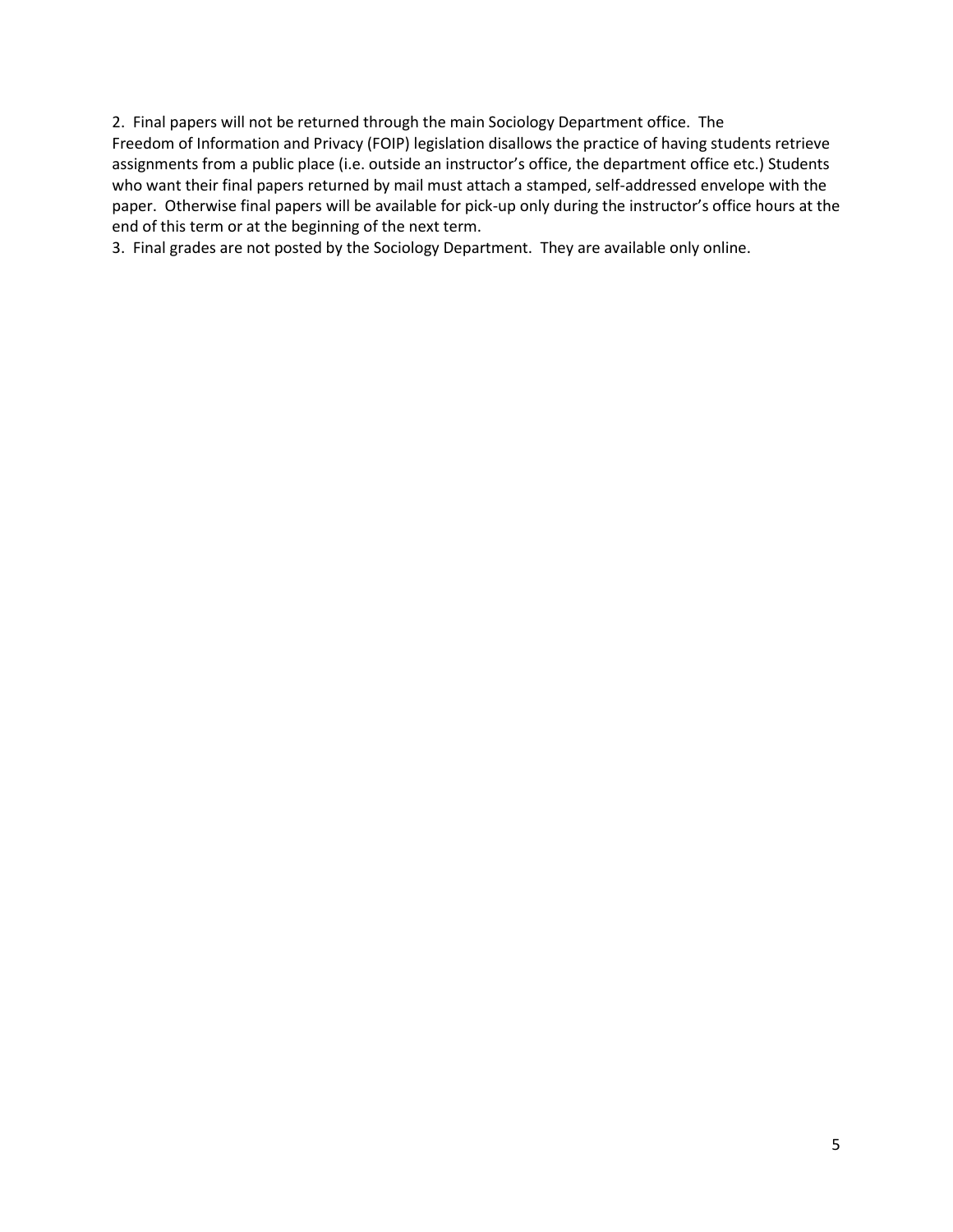2. Final papers will not be returned through the main Sociology Department office. The Freedom of Information and Privacy (FOIP) legislation disallows the practice of having students retrieve assignments from a public place (i.e. outside an instructor's office, the department office etc.) Students who want their final papers returned by mail must attach a stamped, self-addressed envelope with the paper. Otherwise final papers will be available for pick-up only during the instructor's office hours at the end of this term or at the beginning of the next term.

3. Final grades are not posted by the Sociology Department. They are available only online.